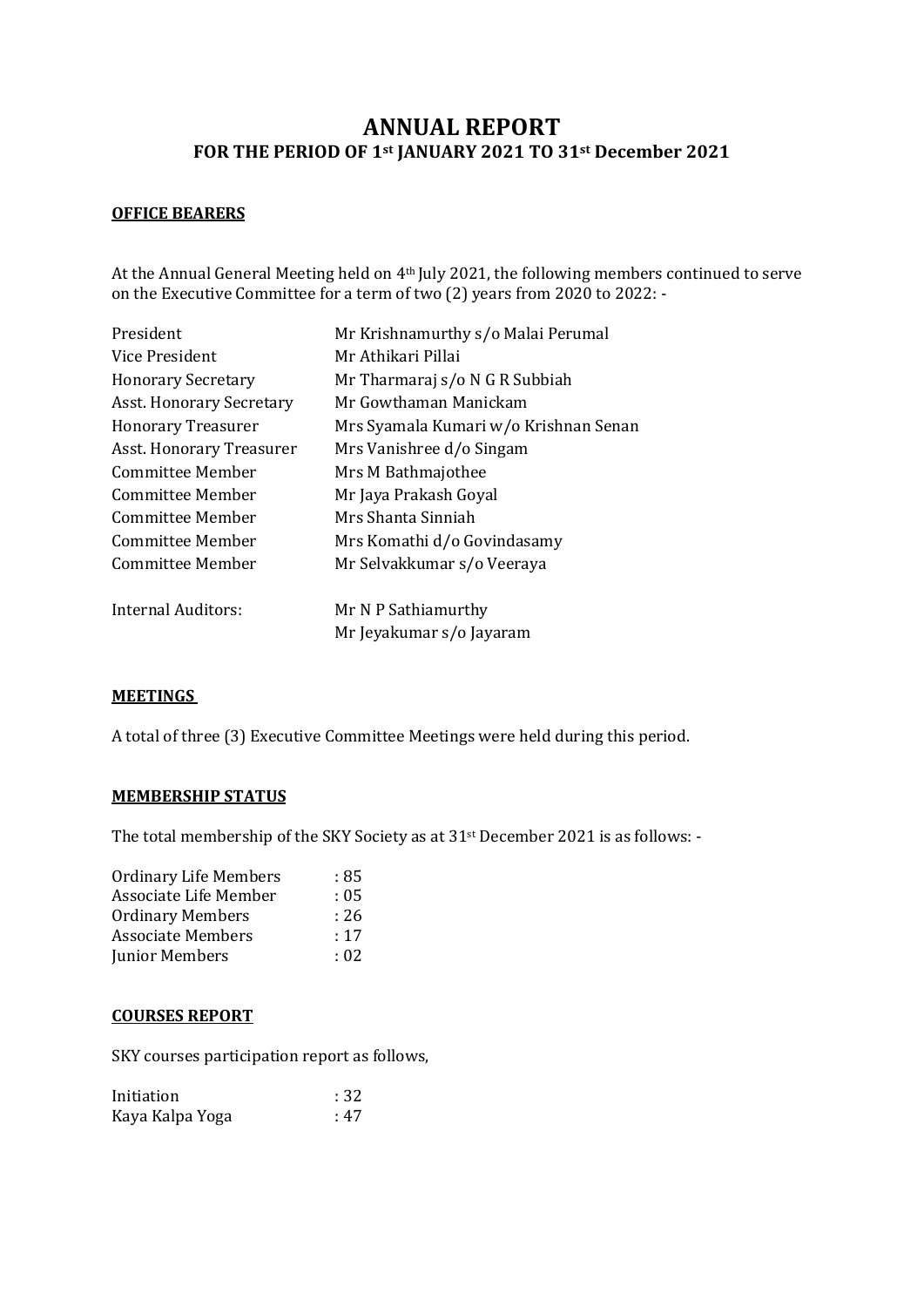# ANNUAL REPORT

## FOR THE PERIOD OF 1st JANUARY 2021 TO 31st December 2021

**OFFICE BEARERS**

At the Annual General Meeting held on 4th July 2021, the following members continued to serve on the Executive Committee for a term of two (2) years from 2020 to 2022: -

| | |
|---|---|
| President | Mr Krishnamurthy s/o Malai Perumal |
| Vice President | Mr Athikari Pillai |
| Honorary Secretary | Mr Tharmaraj s/o N G R Subbiah |
| Asst. Honorary Secretary | Mr Gowthaman Manickam |
| Honorary Treasurer | Mrs Syamala Kumari w/o Krishnan Senan |
| Asst. Honorary Treasurer | Mrs Vanishree d/o Singam |
| Committee Member | Mrs M Bathmajothee |
| Committee Member | Mr Jaya Prakash Goyal |
| Committee Member | Mrs Shanta Sinniah |
| Committee Member | Mrs Komathi d/o Govindasamy |
| Committee Member | Mr Selvakkumar s/o Veeraya |
| Internal Auditors: | Mr N P Sathiamurthy |
| | Mr Jeyakumar s/o Jayaram |

**MEETINGS**

A total of three (3) Executive Committee Meetings were held during this period.

**MEMBERSHIP STATUS**

The total membership of the SKY Society as at 31st December 2021 is as follows: -

| | |
|---|---|
| Ordinary Life Members | : 85 |
| Associate Life Member | : 05 |
| Ordinary Members | : 26 |
| Associate Members | : 17 |
| Junior Members | : 02 |

**COURSES REPORT**

SKY courses participation report as follows,

| | |
|---|---|
| Initiation | : 32 |
| Kaya Kalpa Yoga | : 47 |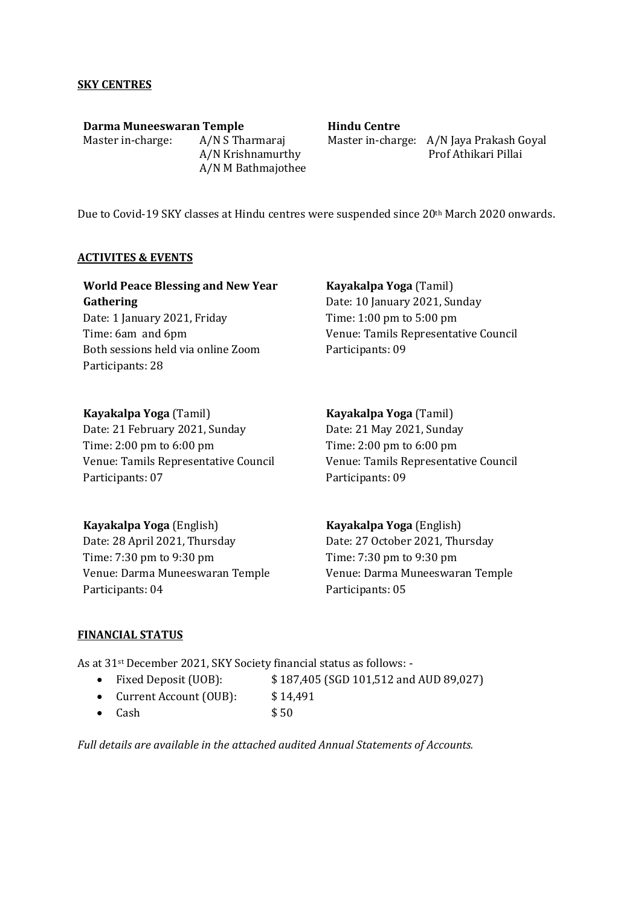**SKY CENTRES**

**Darma Muneeswaran Temple**
Master in-charge: A/N S Tharmaraj
A/N Krishnamurthy
A/N M Bathmajothee

**Hindu Centre**
Master in-charge: A/N Jaya Prakash Goyal
Prof Athikari Pillai

Due to Covid-19 SKY classes at Hindu centres were suspended since 20th March 2020 onwards.

**ACTIVITES & EVENTS**

**World Peace Blessing and New Year Gathering**
Date: 1 January 2021, Friday
Time: 6am and 6pm
Both sessions held via online Zoom
Participants: 28

**Kayakalpa Yoga** (Tamil)
Date: 10 January 2021, Sunday
Time: 1:00 pm to 5:00 pm
Venue: Tamils Representative Council
Participants: 09

**Kayakalpa Yoga** (Tamil)
Date: 21 February 2021, Sunday
Time: 2:00 pm to 6:00 pm
Venue: Tamils Representative Council
Participants: 07

**Kayakalpa Yoga** (Tamil)
Date: 21 May 2021, Sunday
Time: 2:00 pm to 6:00 pm
Venue: Tamils Representative Council
Participants: 09

**Kayakalpa Yoga** (English)
Date: 28 April 2021, Thursday
Time: 7:30 pm to 9:30 pm
Venue: Darma Muneeswaran Temple
Participants: 04

**Kayakalpa Yoga** (English)
Date: 27 October 2021, Thursday
Time: 7:30 pm to 9:30 pm
Venue: Darma Muneeswaran Temple
Participants: 05

**FINANCIAL STATUS**

As at 31st December 2021, SKY Society financial status as follows: -

- Fixed Deposit (UOB): $ 187,405 (SGD 101,512 and AUD 89,027)
- Current Account (OUB): $ 14,491
- Cash $ 50

*Full details are available in the attached audited Annual Statements of Accounts.*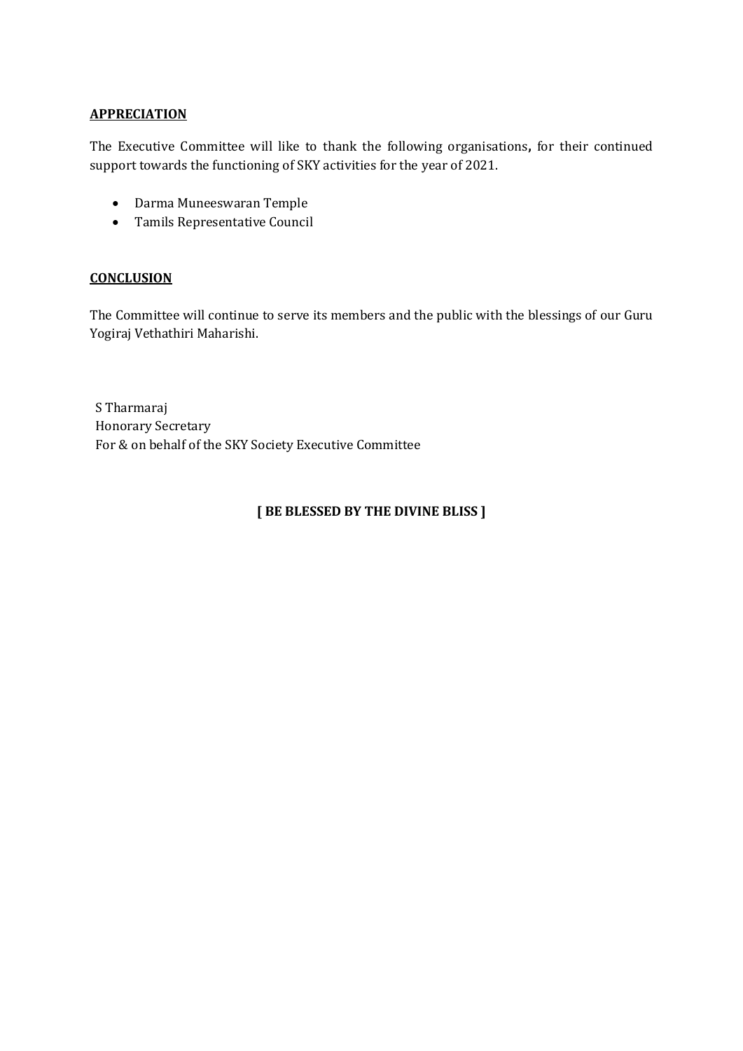## APPRECIATION

The Executive Committee will like to thank the following organisations, for their continued support towards the functioning of SKY activities for the year of 2021.

- Darma Muneeswaran Temple
- Tamils Representative Council

## CONCLUSION

The Committee will continue to serve its members and the public with the blessings of our Guru Yogiraj Vethathiri Maharishi.

S Tharmaraj
Honorary Secretary
For & on behalf of the SKY Society Executive Committee

**[ BE BLESSED BY THE DIVINE BLISS ]**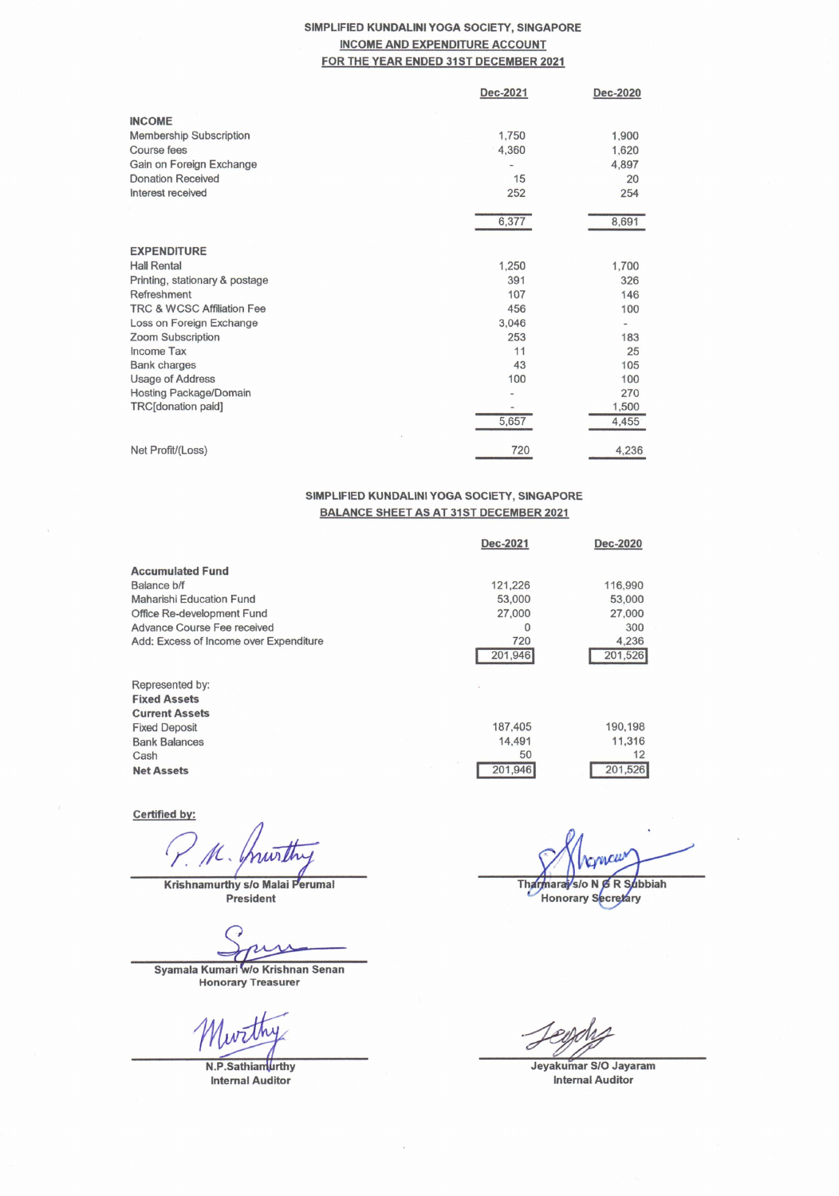**SIMPLIFIED KUNDALINI YOGA SOCIETY, SINGAPORE**
**INCOME AND EXPENDITURE ACCOUNT**
**FOR THE YEAR ENDED 31ST DECEMBER 2021**

| | Dec-2021 | Dec-2020 |
|---|---|---|
| **INCOME** | | |
| Membership Subscription | 1,750 | 1,900 |
| Course fees | 4,360 | 1,620 |
| Gain on Foreign Exchange | - | 4,897 |
| Donation Received | 15 | 20 |
| Interest received | 252 | 254 |
| | 6,377 | 8,691 |
| **EXPENDITURE** | | |
| Hall Rental | 1,250 | 1,700 |
| Printing, stationary & postage | 391 | 326 |
| Refreshment | 107 | 146 |
| TRC & WCSC Affiliation Fee | 456 | 100 |
| Loss on Foreign Exchange | 3,046 | - |
| Zoom Subscription | 253 | 183 |
| Income Tax | 11 | 25 |
| Bank charges | 43 | 105 |
| Usage of Address | 100 | 100 |
| Hosting Package/Domain | - | 270 |
| TRC[donation paid] | - | 1,500 |
| | 5,657 | 4,455 |
| Net Profit/(Loss) | 720 | 4,236 |

**SIMPLIFIED KUNDALINI YOGA SOCIETY, SINGAPORE**
**BALANCE SHEET AS AT 31ST DECEMBER 2021**

| | Dec-2021 | Dec-2020 |
|---|---|---|
| **Accumulated Fund** | | |
| Balance b/f | 121,226 | 116,990 |
| Maharishi Education Fund | 53,000 | 53,000 |
| Office Re-development Fund | 27,000 | 27,000 |
| Advance Course Fee received | 0 | 300 |
| Add: Excess of Income over Expenditure | 720 | 4,236 |
| | 201,946 | 201,526 |
| Represented by: | | |
| **Fixed Assets** | | |
| **Current Assets** | | |
| Fixed Deposit | 187,405 | 190,198 |
| Bank Balances | 14,491 | 11,316 |
| Cash | 50 | 12 |
| **Net Assets** | 201,946 | 201,526 |

**Certified by:**

Krishnamurthy s/o Malai Perumal
President

Tharmaraj s/o N G R Subbiah
Honorary Secretary

Syamala Kumari w/o Krishnan Senan
Honorary Treasurer

N.P.Sathiamurthy
Internal Auditor

Jeyakumar S/O Jayaram
Internal Auditor